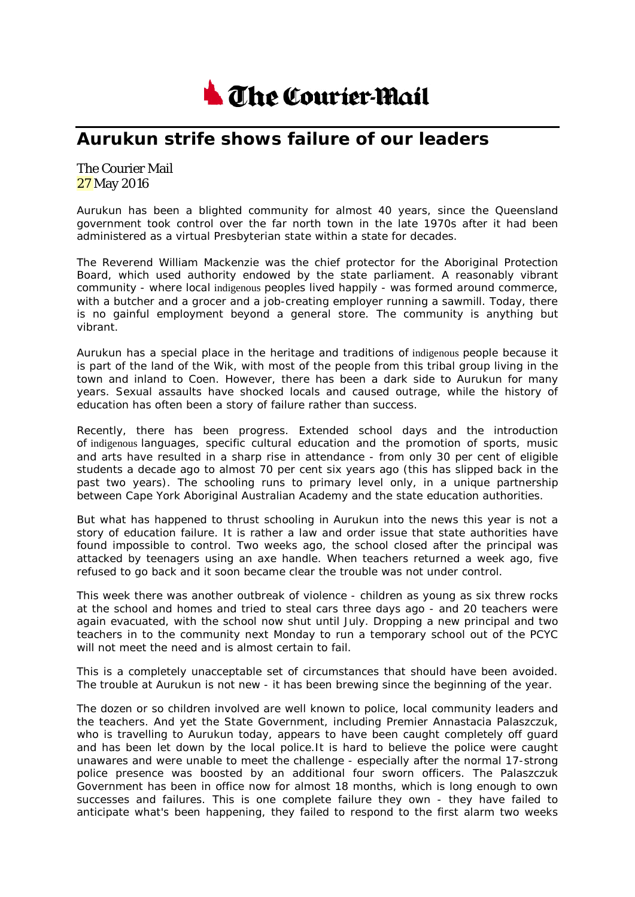# The Courier-Mail

## Aurukun strife shows failure of our leaders

The Courier Mail
27 May 2016

Aurukun has been a blighted community for almost 40 years, since the Queensland government took control over the far north town in the late 1970s after it had been administered as a virtual Presbyterian state within a state for decades.

The Reverend William Mackenzie was the chief protector for the Aboriginal Protection Board, which used authority endowed by the state parliament. A reasonably vibrant community - where local indigenous peoples lived happily - was formed around commerce, with a butcher and a grocer and a job-creating employer running a sawmill. Today, there is no gainful employment beyond a general store. The community is anything but vibrant.

Aurukun has a special place in the heritage and traditions of indigenous people because it is part of the land of the Wik, with most of the people from this tribal group living in the town and inland to Coen. However, there has been a dark side to Aurukun for many years. Sexual assaults have shocked locals and caused outrage, while the history of education has often been a story of failure rather than success.

Recently, there has been progress. Extended school days and the introduction of indigenous languages, specific cultural education and the promotion of sports, music and arts have resulted in a sharp rise in attendance - from only 30 per cent of eligible students a decade ago to almost 70 per cent six years ago (this has slipped back in the past two years). The schooling runs to primary level only, in a unique partnership between Cape York Aboriginal Australian Academy and the state education authorities.

But what has happened to thrust schooling in Aurukun into the news this year is not a story of education failure. It is rather a law and order issue that state authorities have found impossible to control. Two weeks ago, the school closed after the principal was attacked by teenagers using an axe handle. When teachers returned a week ago, five refused to go back and it soon became clear the trouble was not under control.

This week there was another outbreak of violence - children as young as six threw rocks at the school and homes and tried to steal cars three days ago - and 20 teachers were again evacuated, with the school now shut until July. Dropping a new principal and two teachers in to the community next Monday to run a temporary school out of the PCYC will not meet the need and is almost certain to fail.

This is a completely unacceptable set of circumstances that should have been avoided. The trouble at Aurukun is not new - it has been brewing since the beginning of the year.

The dozen or so children involved are well known to police, local community leaders and the teachers. And yet the State Government, including Premier Annastacia Palaszczuk, who is travelling to Aurukun today, appears to have been caught completely off guard and has been let down by the local police.It is hard to believe the police were caught unawares and were unable to meet the challenge - especially after the normal 17-strong police presence was boosted by an additional four sworn officers. The Palaszczuk Government has been in office now for almost 18 months, which is long enough to own successes and failures. This is one complete failure they own - they have failed to anticipate what's been happening, they failed to respond to the first alarm two weeks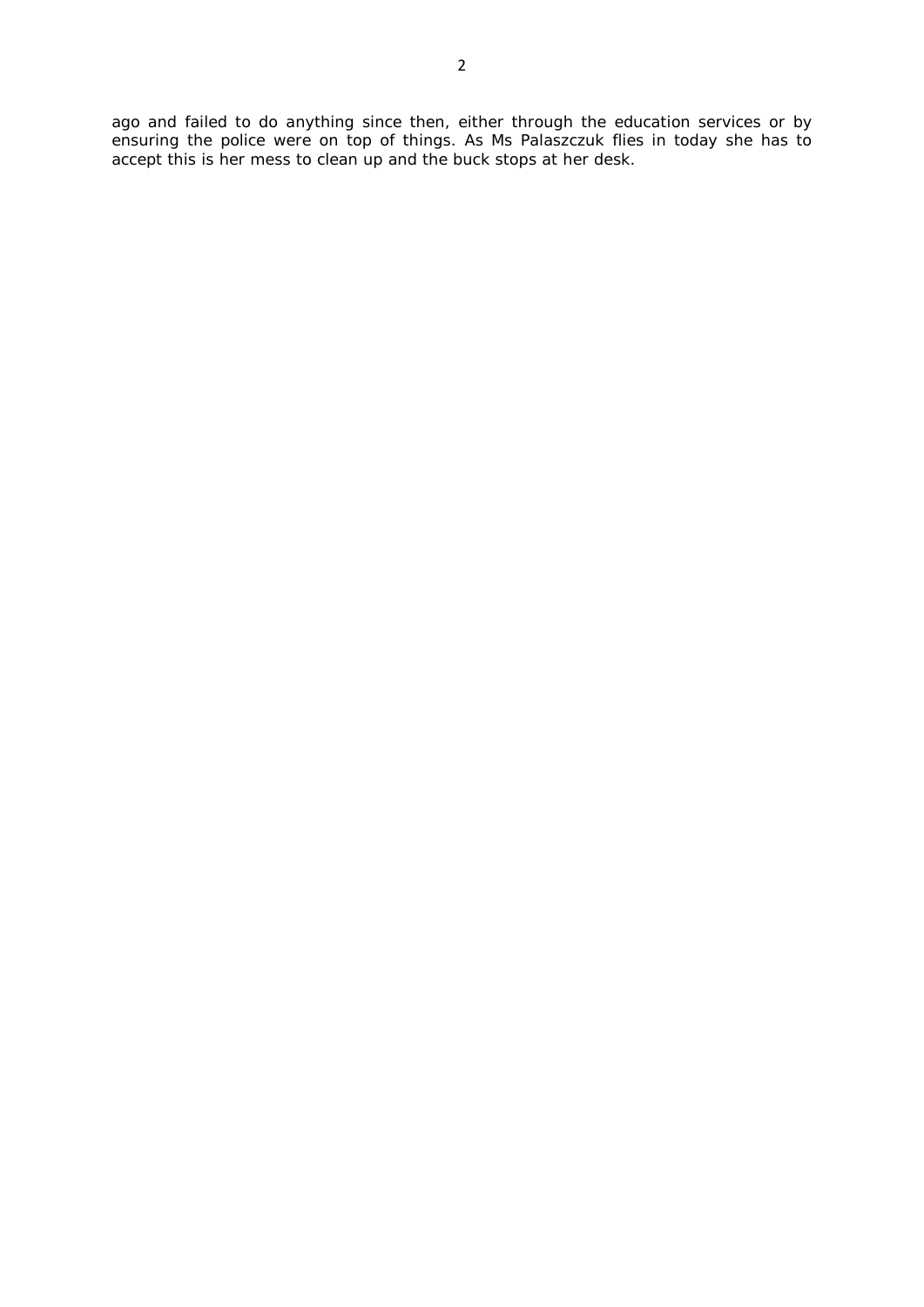ago and failed to do anything since then, either through the education services or by ensuring the police were on top of things. As Ms Palaszczuk flies in today she has to accept this is her mess to clean up and the buck stops at her desk.